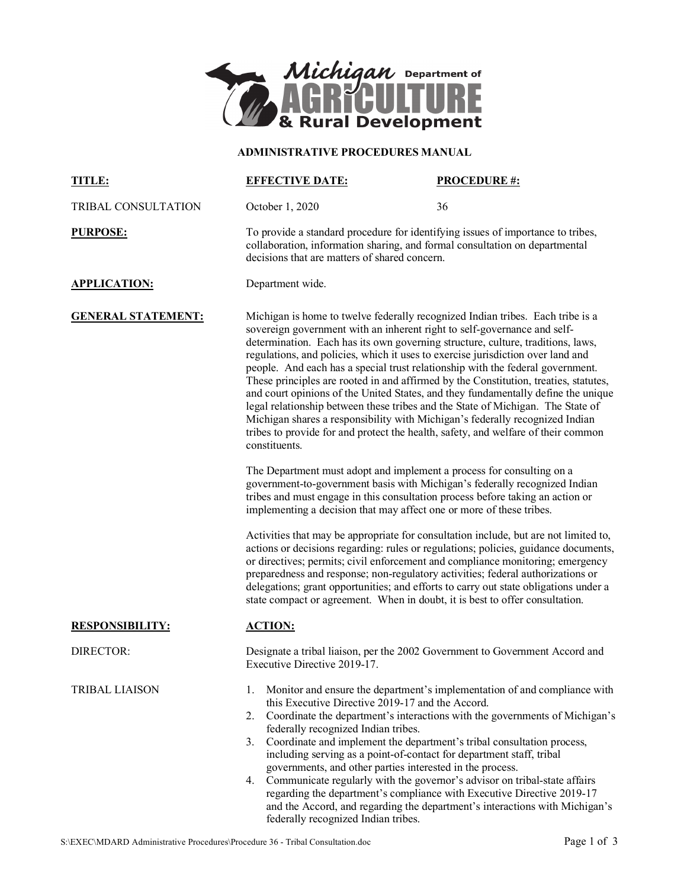Michigan Department of AGRICULTURE & Rural Development

**ADMINISTRATIVE PROCEDURES MANUAL**

| **TITLE:** | **EFFECTIVE DATE:** | **PROCEDURE #:** |
| --- | --- | --- |
| TRIBAL CONSULTATION | October 1, 2020 | 36 |

**PURPOSE:** To provide a standard procedure for identifying issues of importance to tribes, collaboration, information sharing, and formal consultation on departmental decisions that are matters of shared concern.

**APPLICATION:** Department wide.

**GENERAL STATEMENT:**

Michigan is home to twelve federally recognized Indian tribes. Each tribe is a sovereign government with an inherent right to self-governance and self-determination. Each has its own governing structure, culture, traditions, laws, regulations, and policies, which it uses to exercise jurisdiction over land and people. And each has a special trust relationship with the federal government. These principles are rooted in and affirmed by the Constitution, treaties, statutes, and court opinions of the United States, and they fundamentally define the unique legal relationship between these tribes and the State of Michigan. The State of Michigan shares a responsibility with Michigan's federally recognized Indian tribes to provide for and protect the health, safety, and welfare of their common constituents.

The Department must adopt and implement a process for consulting on a government-to-government basis with Michigan's federally recognized Indian tribes and must engage in this consultation process before taking an action or implementing a decision that may affect one or more of these tribes.

Activities that may be appropriate for consultation include, but are not limited to, actions or decisions regarding: rules or regulations; policies, guidance documents, or directives; permits; civil enforcement and compliance monitoring; emergency preparedness and response; non-regulatory activities; federal authorizations or delegations; grant opportunities; and efforts to carry out state obligations under a state compact or agreement. When in doubt, it is best to offer consultation.

| **RESPONSIBILITY:** | **ACTION:** |
| --- | --- |
| DIRECTOR: | Designate a tribal liaison, per the 2002 Government to Government Accord and Executive Directive 2019-17. |
| TRIBAL LIAISON | 1. Monitor and ensure the department's implementation of and compliance with this Executive Directive 2019-17 and the Accord.<br>2. Coordinate the department's interactions with the governments of Michigan's federally recognized Indian tribes.<br>3. Coordinate and implement the department's tribal consultation process, including serving as a point-of-contact for department staff, tribal governments, and other parties interested in the process.<br>4. Communicate regularly with the governor's advisor on tribal-state affairs regarding the department's compliance with Executive Directive 2019-17 and the Accord, and regarding the department's interactions with Michigan's federally recognized Indian tribes. |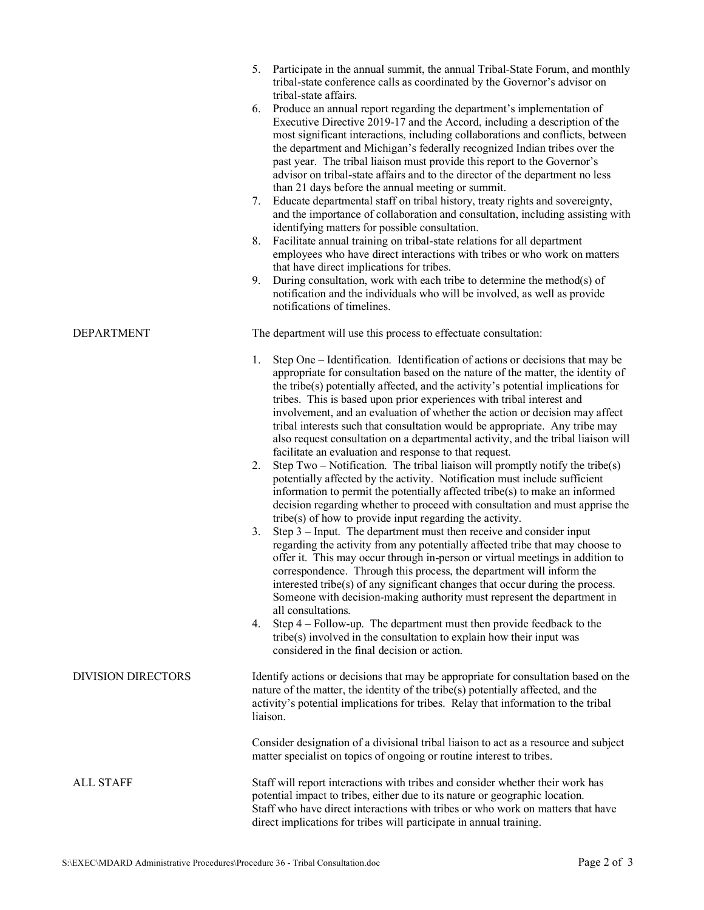5. Participate in the annual summit, the annual Tribal-State Forum, and monthly tribal-state conference calls as coordinated by the Governor's advisor on tribal-state affairs.
6. Produce an annual report regarding the department's implementation of Executive Directive 2019-17 and the Accord, including a description of the most significant interactions, including collaborations and conflicts, between the department and Michigan's federally recognized Indian tribes over the past year. The tribal liaison must provide this report to the Governor's advisor on tribal-state affairs and to the director of the department no less than 21 days before the annual meeting or summit.
7. Educate departmental staff on tribal history, treaty rights and sovereignty, and the importance of collaboration and consultation, including assisting with identifying matters for possible consultation.
8. Facilitate annual training on tribal-state relations for all department employees who have direct interactions with tribes or who work on matters that have direct implications for tribes.
9. During consultation, work with each tribe to determine the method(s) of notification and the individuals who will be involved, as well as provide notifications of timelines.

**DEPARTMENT**

The department will use this process to effectuate consultation:

1. Step One – Identification. Identification of actions or decisions that may be appropriate for consultation based on the nature of the matter, the identity of the tribe(s) potentially affected, and the activity's potential implications for tribes. This is based upon prior experiences with tribal interest and involvement, and an evaluation of whether the action or decision may affect tribal interests such that consultation would be appropriate. Any tribe may also request consultation on a departmental activity, and the tribal liaison will facilitate an evaluation and response to that request.
2. Step Two – Notification. The tribal liaison will promptly notify the tribe(s) potentially affected by the activity. Notification must include sufficient information to permit the potentially affected tribe(s) to make an informed decision regarding whether to proceed with consultation and must apprise the tribe(s) of how to provide input regarding the activity.
3. Step 3 – Input. The department must then receive and consider input regarding the activity from any potentially affected tribe that may choose to offer it. This may occur through in-person or virtual meetings in addition to correspondence. Through this process, the department will inform the interested tribe(s) of any significant changes that occur during the process. Someone with decision-making authority must represent the department in all consultations.
4. Step 4 – Follow-up. The department must then provide feedback to the tribe(s) involved in the consultation to explain how their input was considered in the final decision or action.

**DIVISION DIRECTORS**

Identify actions or decisions that may be appropriate for consultation based on the nature of the matter, the identity of the tribe(s) potentially affected, and the activity's potential implications for tribes. Relay that information to the tribal liaison.

Consider designation of a divisional tribal liaison to act as a resource and subject matter specialist on topics of ongoing or routine interest to tribes.

**ALL STAFF**

Staff will report interactions with tribes and consider whether their work has potential impact to tribes, either due to its nature or geographic location. Staff who have direct interactions with tribes or who work on matters that have direct implications for tribes will participate in annual training.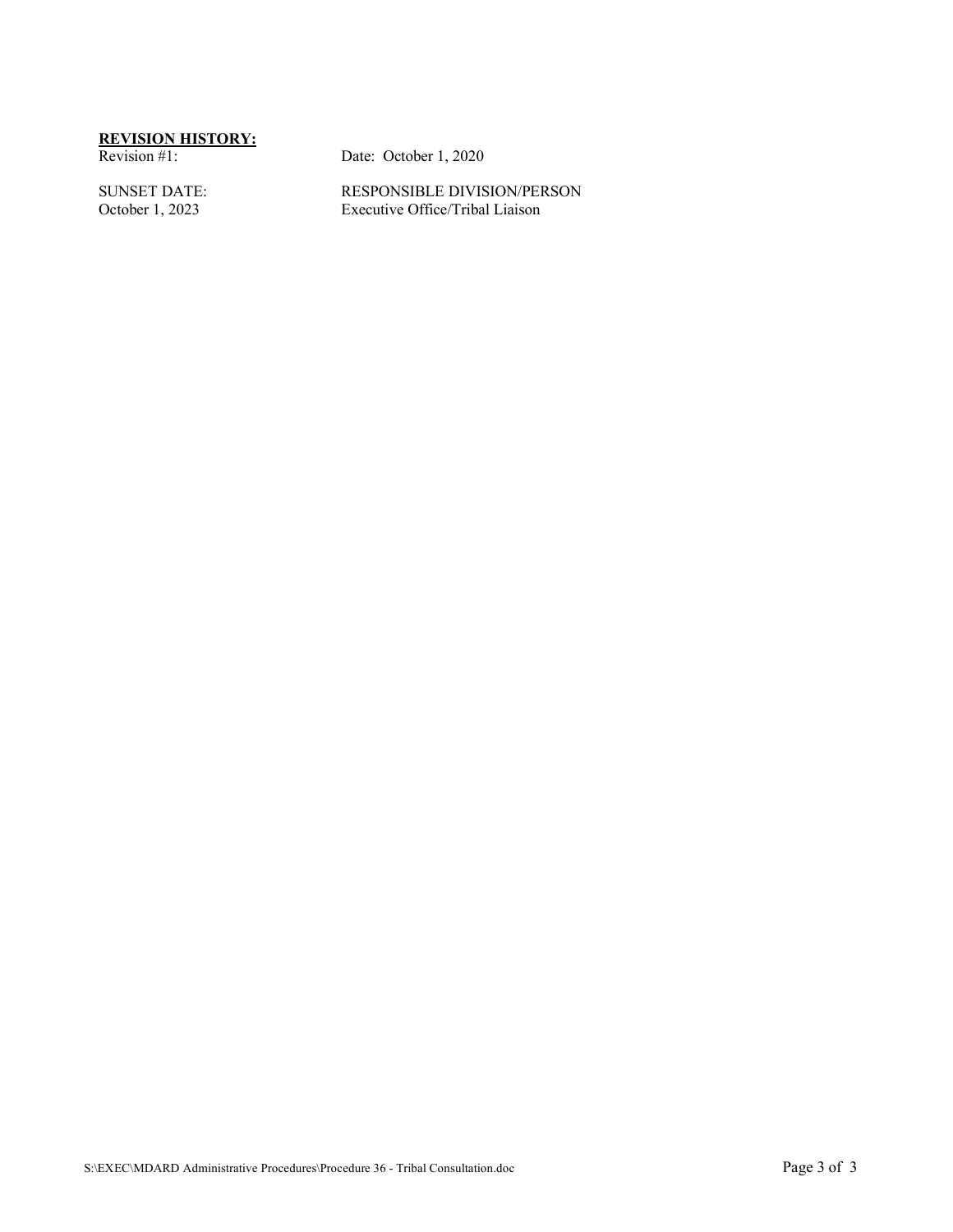**REVISION HISTORY:**

Revision #1: Date: October 1, 2020

| | |
|---|---|
| SUNSET DATE: | RESPONSIBLE DIVISION/PERSON |
| October 1, 2023 | Executive Office/Tribal Liaison |